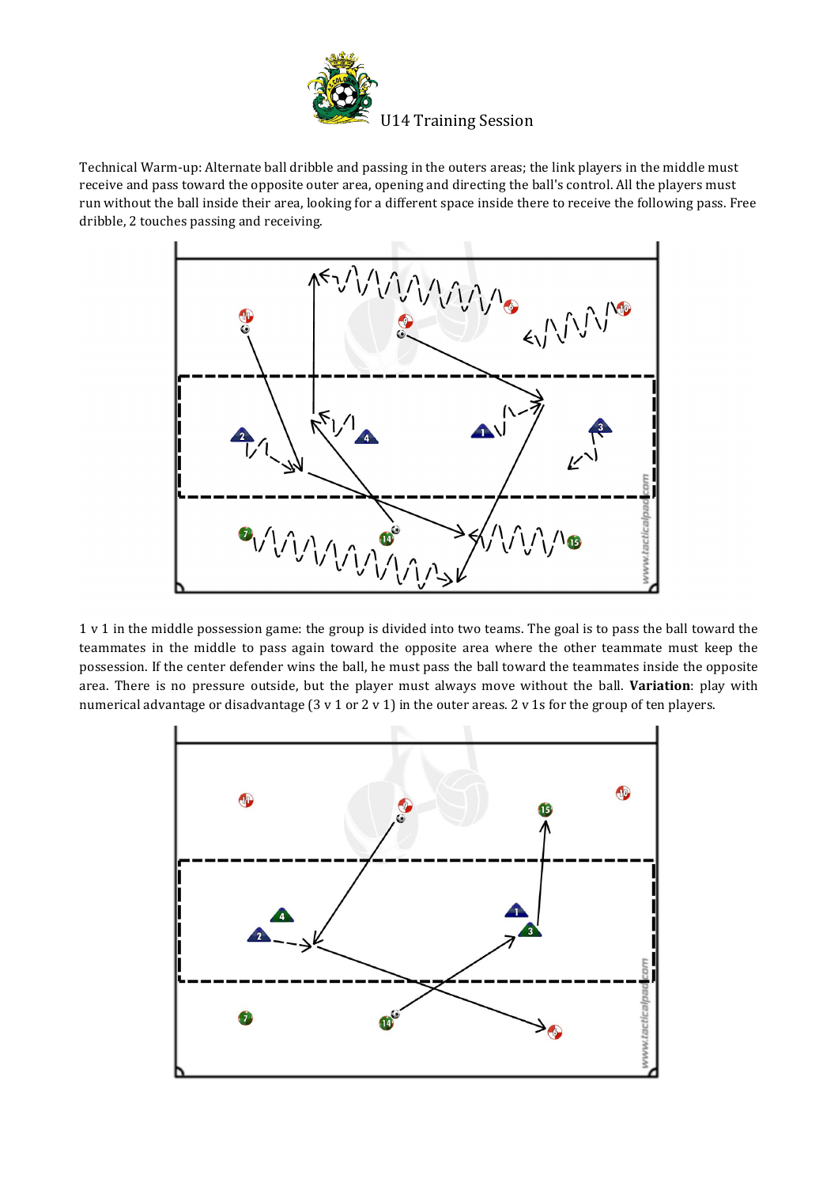# U14 Training Session

Technical Warm-up: Alternate ball dribble and passing in the outers areas; the link players in the middle must receive and pass toward the opposite outer area, opening and directing the ball's control. All the players must run without the ball inside their area, looking for a different space inside there to receive the following pass. Free dribble, 2 touches passing and receiving.

www.tacticalpad.com

1 v 1 in the middle possession game: the group is divided into two teams. The goal is to pass the ball toward the teammates in the middle to pass again toward the opposite area where the other teammate must keep the possession. If the center defender wins the ball, he must pass the ball toward the teammates inside the opposite area. There is no pressure outside, but the player must always move without the ball. **Variation**: play with numerical advantage or disadvantage (3 v 1 or 2 v 1) in the outer areas. 2 v 1s for the group of ten players.

www.tacticalpad.com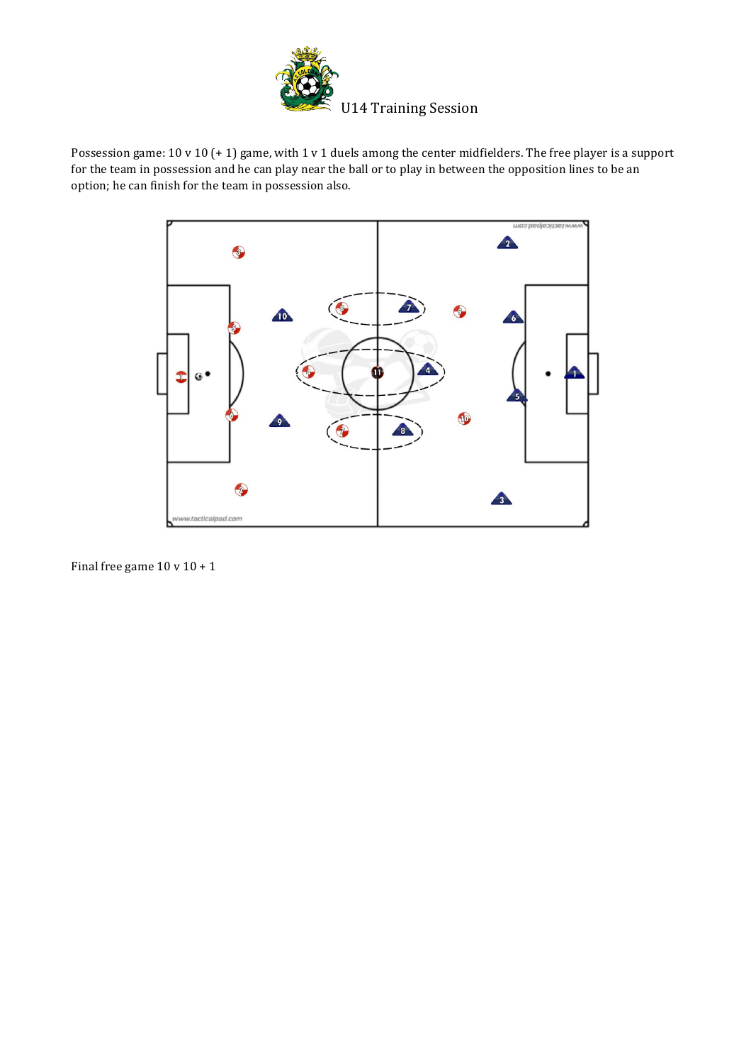U14 Training Session

Possession game: 10 v 10 (+ 1) game, with 1 v 1 duels among the center midfielders. The free player is a support for the team in possession and he can play near the ball or to play in between the opposition lines to be an option; he can finish for the team in possession also.

Final free game 10 v 10 + 1